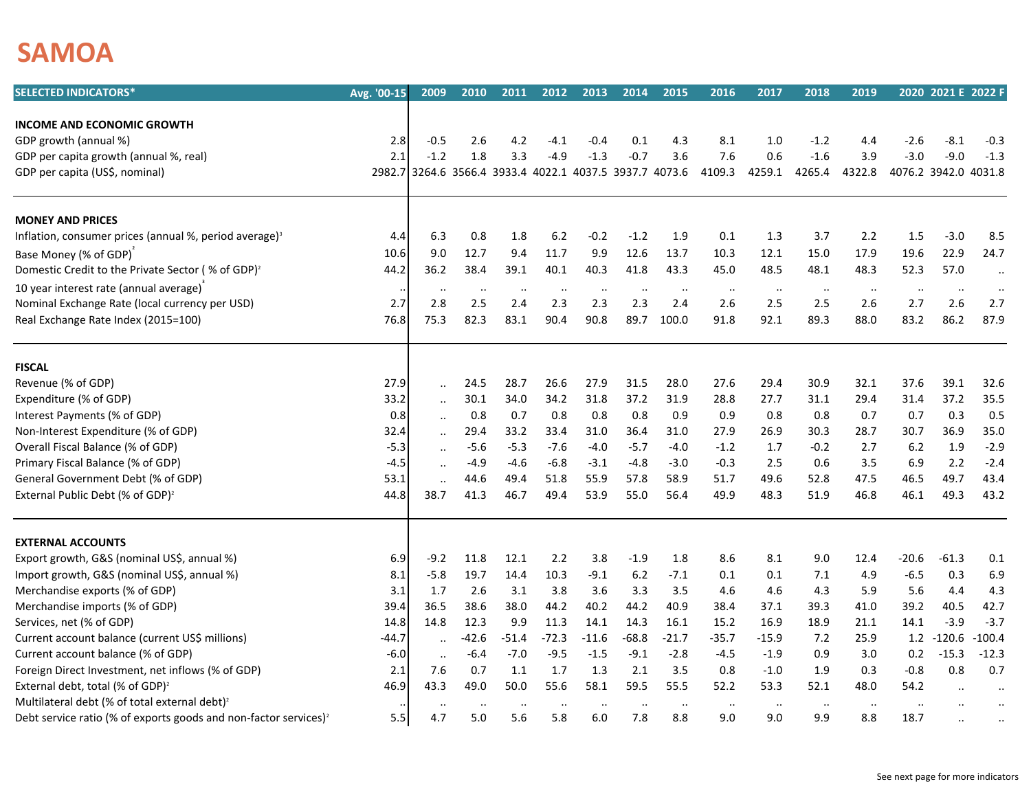# SAMOA

| SELECTED INDICATORS* | Avg. '00-15 | 2009 | 2010 | 2011 | 2012 | 2013 | 2014 | 2015 | 2016 | 2017 | 2018 | 2019 | 2020 | 2021 E | 2022 F |
|---|---|---|---|---|---|---|---|---|---|---|---|---|---|---|---|
| **INCOME AND ECONOMIC GROWTH** | | | | | | | | | | | | | | | |
| GDP growth (annual %) | 2.8 | -0.5 | 2.6 | 4.2 | -4.1 | -0.4 | 0.1 | 4.3 | 8.1 | 1.0 | -1.2 | 4.4 | -2.6 | -8.1 | -0.3 |
| GDP per capita growth (annual %, real) | 2.1 | -1.2 | 1.8 | 3.3 | -4.9 | -1.3 | -0.7 | 3.6 | 7.6 | 0.6 | -1.6 | 3.9 | -3.0 | -9.0 | -1.3 |
| GDP per capita (US$, nominal) | 2982.7 | 3264.6 | 3566.4 | 3933.4 | 4022.1 | 4037.5 | 3937.7 | 4073.6 | 4109.3 | 4259.1 | 4265.4 | 4322.8 | 4076.2 | 3942.0 | 4031.8 |
| **MONEY AND PRICES** | | | | | | | | | | | | | | | |
| Inflation, consumer prices (annual %, period average)[3] | 4.4 | 6.3 | 0.8 | 1.8 | 6.2 | -0.2 | -1.2 | 1.9 | 0.1 | 1.3 | 3.7 | 2.2 | 1.5 | -3.0 | 8.5 |
| Base Money (% of GDP)[2] | 10.6 | 9.0 | 12.7 | 9.4 | 11.7 | 9.9 | 12.6 | 13.7 | 10.3 | 12.1 | 15.0 | 17.9 | 19.6 | 22.9 | 24.7 |
| Domestic Credit to the Private Sector ( % of GDP)[2] | 44.2 | 36.2 | 38.4 | 39.1 | 40.1 | 40.3 | 41.8 | 43.3 | 45.0 | 48.5 | 48.1 | 48.3 | 52.3 | 57.0 | .. |
| 10 year interest rate (annual average)[3] | .. | .. | .. | .. | .. | .. | .. | .. | .. | .. | .. | .. | .. | .. | .. |
| Nominal Exchange Rate (local currency per USD) | 2.7 | 2.8 | 2.5 | 2.4 | 2.3 | 2.3 | 2.3 | 2.4 | 2.6 | 2.5 | 2.5 | 2.6 | 2.7 | 2.6 | 2.7 |
| Real Exchange Rate Index (2015=100) | 76.8 | 75.3 | 82.3 | 83.1 | 90.4 | 90.8 | 89.7 | 100.0 | 91.8 | 92.1 | 89.3 | 88.0 | 83.2 | 86.2 | 87.9 |
| **FISCAL** | | | | | | | | | | | | | | | |
| Revenue (% of GDP) | 27.9 | .. | 24.5 | 28.7 | 26.6 | 27.9 | 31.5 | 28.0 | 27.6 | 29.4 | 30.9 | 32.1 | 37.6 | 39.1 | 32.6 |
| Expenditure (% of GDP) | 33.2 | .. | 30.1 | 34.0 | 34.2 | 31.8 | 37.2 | 31.9 | 28.8 | 27.7 | 31.1 | 29.4 | 31.4 | 37.2 | 35.5 |
| Interest Payments (% of GDP) | 0.8 | .. | 0.8 | 0.7 | 0.8 | 0.8 | 0.8 | 0.9 | 0.9 | 0.8 | 0.8 | 0.7 | 0.7 | 0.3 | 0.5 |
| Non-Interest Expenditure (% of GDP) | 32.4 | .. | 29.4 | 33.2 | 33.4 | 31.0 | 36.4 | 31.0 | 27.9 | 26.9 | 30.3 | 28.7 | 30.7 | 36.9 | 35.0 |
| Overall Fiscal Balance (% of GDP) | -5.3 | .. | -5.6 | -5.3 | -7.6 | -4.0 | -5.7 | -4.0 | -1.2 | 1.7 | -0.2 | 2.7 | 6.2 | 1.9 | -2.9 |
| Primary Fiscal Balance (% of GDP) | -4.5 | .. | -4.9 | -4.6 | -6.8 | -3.1 | -4.8 | -3.0 | -0.3 | 2.5 | 0.6 | 3.5 | 6.9 | 2.2 | -2.4 |
| General Government Debt (% of GDP) | 53.1 | .. | 44.6 | 49.4 | 51.8 | 55.9 | 57.8 | 58.9 | 51.7 | 49.6 | 52.8 | 47.5 | 46.5 | 49.7 | 43.4 |
| External Public Debt (% of GDP)[2] | 44.8 | 38.7 | 41.3 | 46.7 | 49.4 | 53.9 | 55.0 | 56.4 | 49.9 | 48.3 | 51.9 | 46.8 | 46.1 | 49.3 | 43.2 |
| **EXTERNAL ACCOUNTS** | | | | | | | | | | | | | | | |
| Export growth, G&S (nominal US$, annual %) | 6.9 | -9.2 | 11.8 | 12.1 | 2.2 | 3.8 | -1.9 | 1.8 | 8.6 | 8.1 | 9.0 | 12.4 | -20.6 | -61.3 | 0.1 |
| Import growth, G&S (nominal US$, annual %) | 8.1 | -5.8 | 19.7 | 14.4 | 10.3 | -9.1 | 6.2 | -7.1 | 0.1 | 0.1 | 7.1 | 4.9 | -6.5 | 0.3 | 6.9 |
| Merchandise exports (% of GDP) | 3.1 | 1.7 | 2.6 | 3.1 | 3.8 | 3.6 | 3.3 | 3.5 | 4.6 | 4.6 | 4.3 | 5.9 | 5.6 | 4.4 | 4.3 |
| Merchandise imports (% of GDP) | 39.4 | 36.5 | 38.6 | 38.0 | 44.2 | 40.2 | 44.2 | 40.9 | 38.4 | 37.1 | 39.3 | 41.0 | 39.2 | 40.5 | 42.7 |
| Services, net (% of GDP) | 14.8 | 14.8 | 12.3 | 9.9 | 11.3 | 14.1 | 14.3 | 16.1 | 15.2 | 16.9 | 18.9 | 21.1 | 14.1 | -3.9 | -3.7 |
| Current account balance (current US$ millions) | -44.7 | .. | -42.6 | -51.4 | -72.3 | -11.6 | -68.8 | -21.7 | -35.7 | -15.9 | 7.2 | 25.9 | 1.2 | -120.6 | -100.4 |
| Current account balance (% of GDP) | -6.0 | .. | -6.4 | -7.0 | -9.5 | -1.5 | -9.1 | -2.8 | -4.5 | -1.9 | 0.9 | 3.0 | 0.2 | -15.3 | -12.3 |
| Foreign Direct Investment, net inflows (% of GDP) | 2.1 | 7.6 | 0.7 | 1.1 | 1.7 | 1.3 | 2.1 | 3.5 | 0.8 | -1.0 | 1.9 | 0.3 | -0.8 | 0.8 | 0.7 |
| External debt, total (% of GDP)[2] | 46.9 | 43.3 | 49.0 | 50.0 | 55.6 | 58.1 | 59.5 | 55.5 | 52.2 | 53.3 | 52.1 | 48.0 | 54.2 | .. | .. |
| Multilateral debt (% of total external debt)[2] | .. | .. | .. | .. | .. | .. | .. | .. | .. | .. | .. | .. | .. | .. | .. |
| Debt service ratio (% of exports goods and non-factor services)[2] | 5.5 | 4.7 | 5.0 | 5.6 | 5.8 | 6.0 | 7.8 | 8.8 | 9.0 | 9.0 | 9.9 | 8.8 | 18.7 | .. | .. |

See next page for more indicators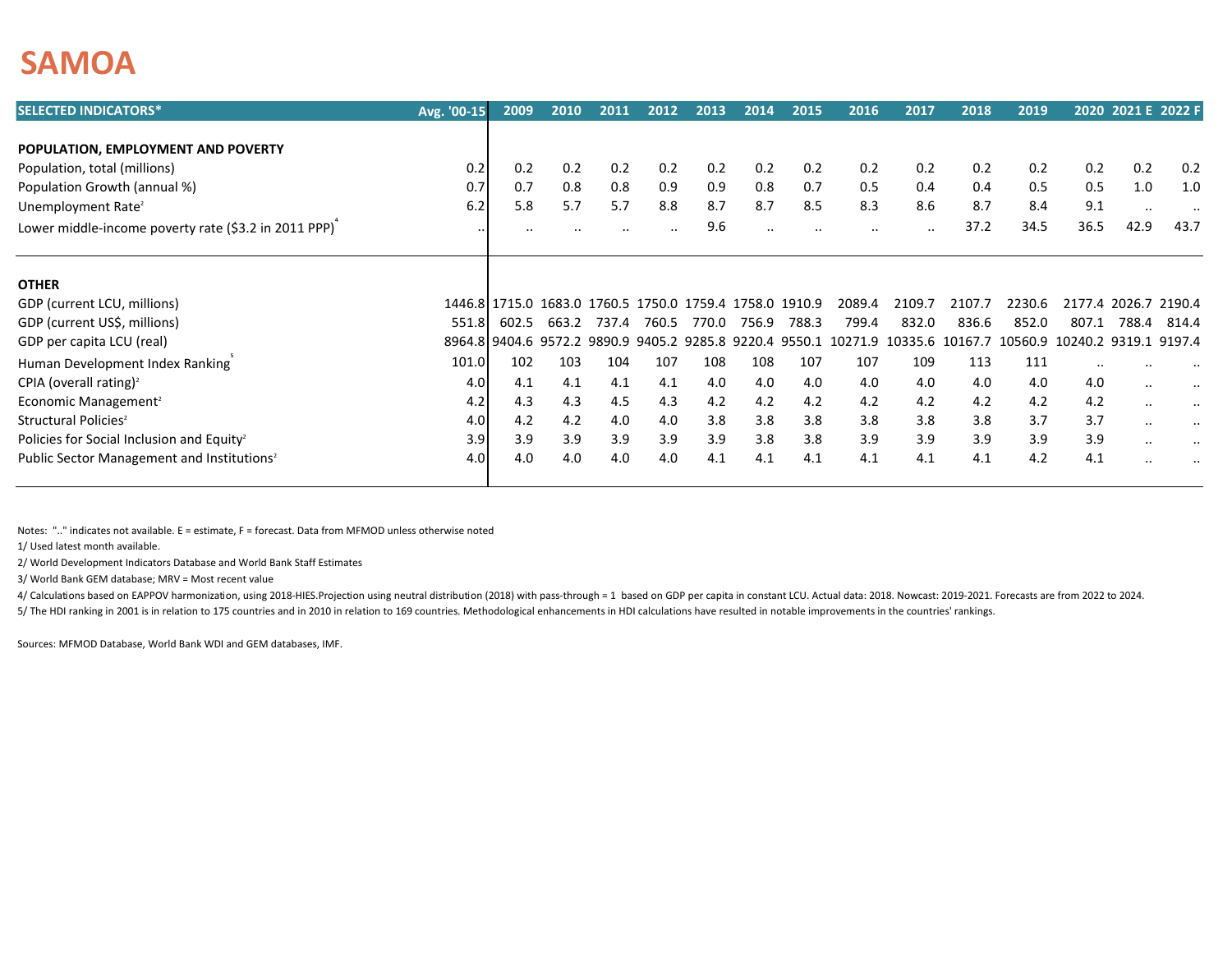# SAMOA

| SELECTED INDICATORS* | Avg. '00-15 | 2009 | 2010 | 2011 | 2012 | 2013 | 2014 | 2015 | 2016 | 2017 | 2018 | 2019 | 2020 | 2021 E | 2022 F |
|---|---|---|---|---|---|---|---|---|---|---|---|---|---|---|---|
| **POPULATION, EMPLOYMENT AND POVERTY** | | | | | | | | | | | | | | | |
| Population, total (millions) | 0.2 | 0.2 | 0.2 | 0.2 | 0.2 | 0.2 | 0.2 | 0.2 | 0.2 | 0.2 | 0.2 | 0.2 | 0.2 | 0.2 | 0.2 |
| Population Growth (annual %) | 0.7 | 0.7 | 0.8 | 0.8 | 0.9 | 0.9 | 0.8 | 0.7 | 0.5 | 0.4 | 0.4 | 0.5 | 0.5 | 1.0 | 1.0 |
| Unemployment Rate[2] | 6.2 | 5.8 | 5.7 | 5.7 | 8.8 | 8.7 | 8.7 | 8.5 | 8.3 | 8.6 | 8.7 | 8.4 | 9.1 | .. | .. |
| Lower middle-income poverty rate ($3.2 in 2011 PPP)[4] | .. | .. | .. | .. | .. | 9.6 | .. | .. | .. | .. | 37.2 | 34.5 | 36.5 | 42.9 | 43.7 |
| **OTHER** | | | | | | | | | | | | | | | |
| GDP (current LCU, millions) | 1446.8 | 1715.0 | 1683.0 | 1760.5 | 1750.0 | 1759.4 | 1758.0 | 1910.9 | 2089.4 | 2109.7 | 2107.7 | 2230.6 | 2177.4 | 2026.7 | 2190.4 |
| GDP (current US$, millions) | 551.8 | 602.5 | 663.2 | 737.4 | 760.5 | 770.0 | 756.9 | 788.3 | 799.4 | 832.0 | 836.6 | 852.0 | 807.1 | 788.4 | 814.4 |
| GDP per capita LCU (real) | 8964.8 | 9404.6 | 9572.2 | 9890.9 | 9405.2 | 9285.8 | 9220.4 | 9550.1 | 10271.9 | 10335.6 | 10167.7 | 10560.9 | 10240.2 | 9319.1 | 9197.4 |
| Human Development Index Ranking[5] | 101.0 | 102 | 103 | 104 | 107 | 108 | 108 | 107 | 107 | 109 | 113 | 111 | .. | .. | .. |
| CPIA (overall rating)[2] | 4.0 | 4.1 | 4.1 | 4.1 | 4.1 | 4.0 | 4.0 | 4.0 | 4.0 | 4.0 | 4.0 | 4.0 | 4.0 | .. | .. |
| Economic Management[2] | 4.2 | 4.3 | 4.3 | 4.5 | 4.3 | 4.2 | 4.2 | 4.2 | 4.2 | 4.2 | 4.2 | 4.2 | 4.2 | .. | .. |
| Structural Policies[2] | 4.0 | 4.2 | 4.2 | 4.0 | 4.0 | 3.8 | 3.8 | 3.8 | 3.8 | 3.8 | 3.8 | 3.7 | 3.7 | .. | .. |
| Policies for Social Inclusion and Equity[2] | 3.9 | 3.9 | 3.9 | 3.9 | 3.9 | 3.9 | 3.8 | 3.8 | 3.9 | 3.9 | 3.9 | 3.9 | 3.9 | .. | .. |
| Public Sector Management and Institutions[2] | 4.0 | 4.0 | 4.0 | 4.0 | 4.0 | 4.1 | 4.1 | 4.1 | 4.1 | 4.1 | 4.1 | 4.2 | 4.1 | .. | .. |

Notes: ".." indicates not available. E = estimate, F = forecast. Data from MFMOD unless otherwise noted

1/ Used latest month available.

2/ World Development Indicators Database and World Bank Staff Estimates

3/ World Bank GEM database; MRV = Most recent value

4/ Calculations based on EAPPOV harmonization, using 2018-HIES.Projection using neutral distribution (2018) with pass-through = 1 based on GDP per capita in constant LCU. Actual data: 2018. Nowcast: 2019-2021. Forecasts are from 2022 to 2024.

5/ The HDI ranking in 2001 is in relation to 175 countries and in 2010 in relation to 169 countries. Methodological enhancements in HDI calculations have resulted in notable improvements in the countries' rankings.

Sources: MFMOD Database, World Bank WDI and GEM databases, IMF.